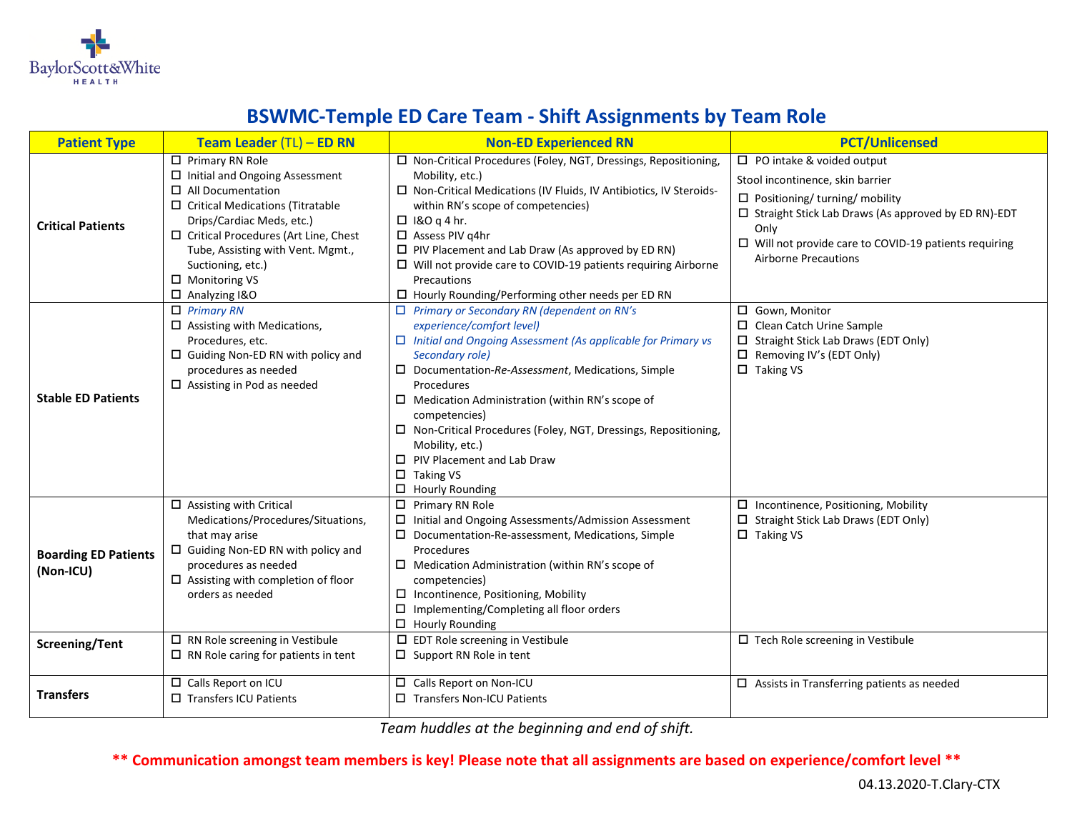# BSWMC-Temple ED Care Team - Shift Assignments by Team Role

| Patient Type | Team Leader (TL) – ED RN | Non-ED Experienced RN | PCT/Unlicensed |
|---|---|---|---|
| **Critical Patients** | ☐ Primary RN Role<br>☐ Initial and Ongoing Assessment<br>☐ All Documentation<br>☐ Critical Medications (Titratable Drips/Cardiac Meds, etc.)<br>☐ Critical Procedures (Art Line, Chest Tube, Assisting with Vent. Mgmt., Suctioning, etc.)<br>☐ Monitoring VS<br>☐ Analyzing I&O | ☐ Non-Critical Procedures (Foley, NGT, Dressings, Repositioning, Mobility, etc.)<br>☐ Non-Critical Medications (IV Fluids, IV Antibiotics, IV Steroids-within RN's scope of competencies)<br>☐ I&O q 4 hr.<br>☐ Assess PIV q4hr<br>☐ PIV Placement and Lab Draw (As approved by ED RN)<br>☐ Will not provide care to COVID-19 patients requiring Airborne Precautions<br>☐ Hourly Rounding/Performing other needs per ED RN | ☐ PO intake & voided output<br>Stool incontinence, skin barrier<br>☐ Positioning/ turning/ mobility<br>☐ Straight Stick Lab Draws (As approved by ED RN)-EDT Only<br>☐ Will not provide care to COVID-19 patients requiring Airborne Precautions |
| **Stable ED Patients** | ☐ *Primary RN*<br>☐ Assisting with Medications, Procedures, etc.<br>☐ Guiding Non-ED RN with policy and procedures as needed<br>☐ Assisting in Pod as needed | ☐ *Primary or Secondary RN (dependent on RN's experience/comfort level)*<br>☐ *Initial and Ongoing Assessment (As applicable for Primary vs Secondary role)*<br>☐ Documentation-*Re-Assessment*, Medications, Simple Procedures<br>☐ Medication Administration (within RN's scope of competencies)<br>☐ Non-Critical Procedures (Foley, NGT, Dressings, Repositioning, Mobility, etc.)<br>☐ PIV Placement and Lab Draw<br>☐ Taking VS<br>☐ Hourly Rounding | ☐ Gown, Monitor<br>☐ Clean Catch Urine Sample<br>☐ Straight Stick Lab Draws (EDT Only)<br>☐ Removing IV's (EDT Only)<br>☐ Taking VS |
| **Boarding ED Patients (Non-ICU)** | ☐ Assisting with Critical Medications/Procedures/Situations, that may arise<br>☐ Guiding Non-ED RN with policy and procedures as needed<br>☐ Assisting with completion of floor orders as needed | ☐ Primary RN Role<br>☐ Initial and Ongoing Assessments/Admission Assessment<br>☐ Documentation-Re-assessment, Medications, Simple Procedures<br>☐ Medication Administration (within RN's scope of competencies)<br>☐ Incontinence, Positioning, Mobility<br>☐ Implementing/Completing all floor orders<br>☐ Hourly Rounding | ☐ Incontinence, Positioning, Mobility<br>☐ Straight Stick Lab Draws (EDT Only)<br>☐ Taking VS |
| **Screening/Tent** | ☐ RN Role screening in Vestibule<br>☐ RN Role caring for patients in tent | ☐ EDT Role screening in Vestibule<br>☐ Support RN Role in tent | ☐ Tech Role screening in Vestibule |
| **Transfers** | ☐ Calls Report on ICU<br>☐ Transfers ICU Patients | ☐ Calls Report on Non-ICU<br>☐ Transfers Non-ICU Patients | ☐ Assists in Transferring patients as needed |

*Team huddles at the beginning and end of shift.*

**\*\* Communication amongst team members is key! Please note that all assignments are based on experience/comfort level \*\***

04.13.2020-T.Clary-CTX